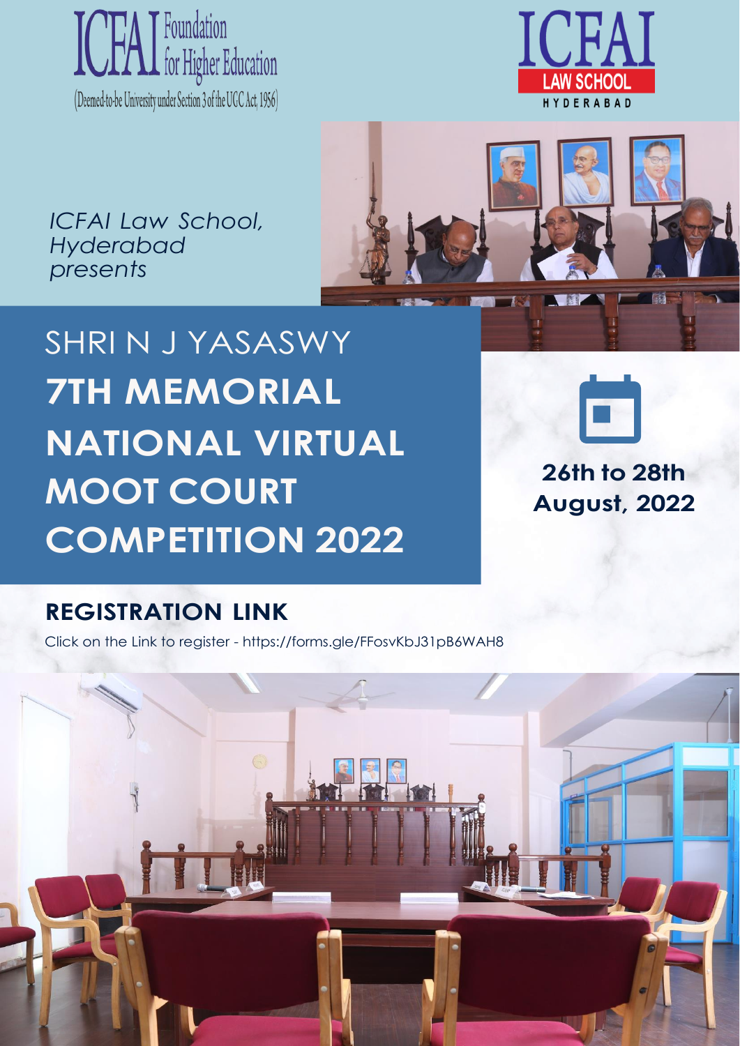ICFAI Foundation for Higher Education
(Deemed-to-be University under Section 3 of the UGC Act, 1956)

ICFAI LAW SCHOOL HYDERABAD

*ICFAI Law School, Hyderabad presents*

# SHRI N J YASASWY **7TH MEMORIAL NATIONAL VIRTUAL MOOT COURT COMPETITION 2022**

**26th to 28th August, 2022**

## REGISTRATION LINK

Click on the Link to register - https://forms.gle/FFosvKbJ31pB6WAH8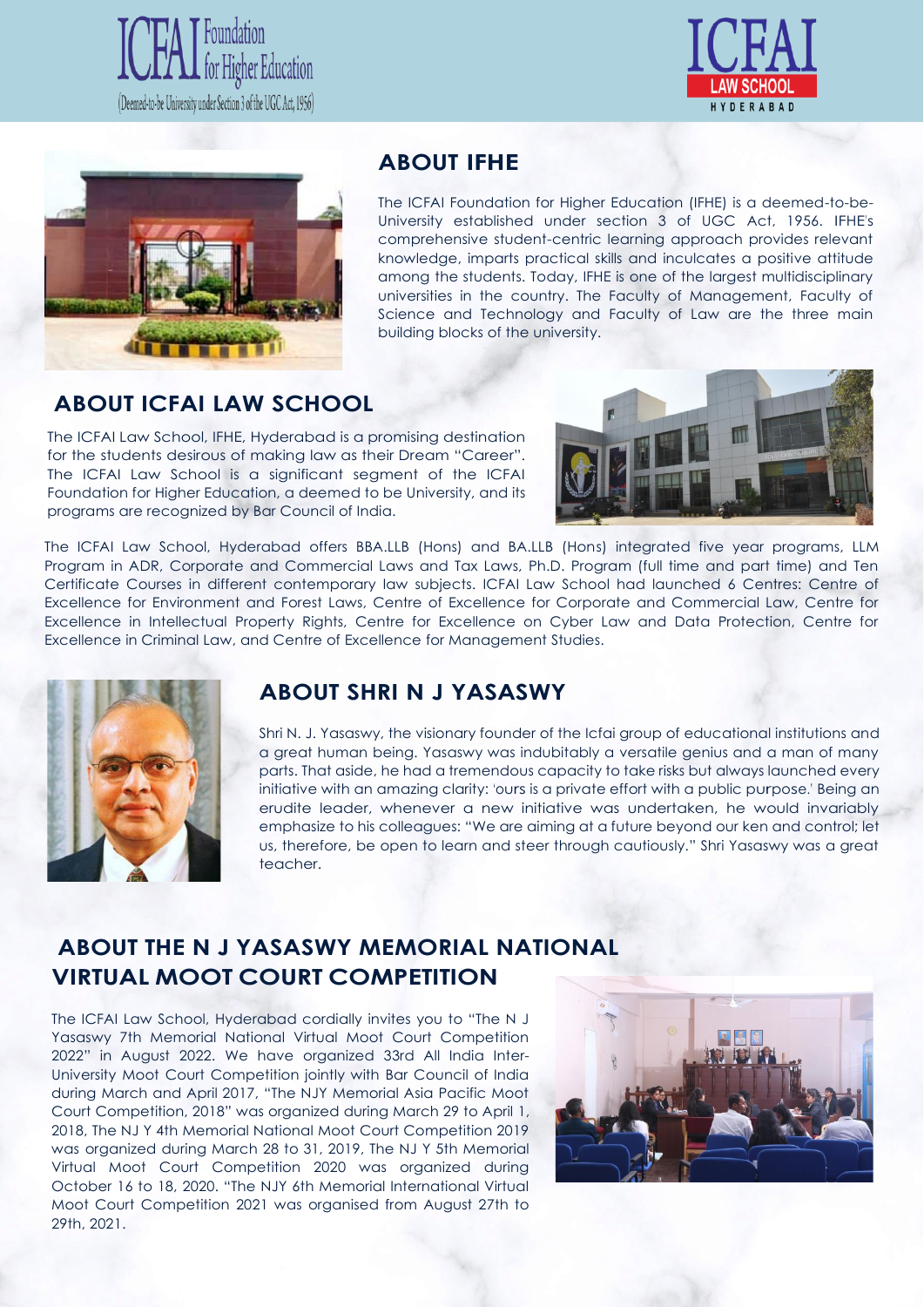ICFAI Foundation for Higher Education
(Deemed-to-be University under Section 3 of the UGC Act, 1956)

ICFAI LAW SCHOOL HYDERABAD

## ABOUT IFHE

The ICFAI Foundation for Higher Education (IFHE) is a deemed-to-be-University established under section 3 of UGC Act, 1956. IFHE's comprehensive student-centric learning approach provides relevant knowledge, imparts practical skills and inculcates a positive attitude among the students. Today, IFHE is one of the largest multidisciplinary universities in the country. The Faculty of Management, Faculty of Science and Technology and Faculty of Law are the three main building blocks of the university.

## ABOUT ICFAI LAW SCHOOL

The ICFAI Law School, IFHE, Hyderabad is a promising destination for the students desirous of making law as their Dream "Career". The ICFAI Law School is a significant segment of the ICFAI Foundation for Higher Education, a deemed to be University, and its programs are recognized by Bar Council of India.

The ICFAI Law School, Hyderabad offers BBA.LLB (Hons) and BA.LLB (Hons) integrated five year programs, LLM Program in ADR, Corporate and Commercial Laws and Tax Laws, Ph.D. Program (full time and part time) and Ten Certificate Courses in different contemporary law subjects. ICFAI Law School had launched 6 Centres: Centre of Excellence for Environment and Forest Laws, Centre of Excellence for Corporate and Commercial Law, Centre for Excellence in Intellectual Property Rights, Centre for Excellence on Cyber Law and Data Protection, Centre for Excellence in Criminal Law, and Centre of Excellence for Management Studies.

## ABOUT SHRI N J YASASWY

Shri N. J. Yasaswy, the visionary founder of the Icfai group of educational institutions and a great human being. Yasaswy was indubitably a versatile genius and a man of many parts. That aside, he had a tremendous capacity to take risks but always launched every initiative with an amazing clarity: 'ours is a private effort with a public purpose.' Being an erudite leader, whenever a new initiative was undertaken, he would invariably emphasize to his colleagues: "We are aiming at a future beyond our ken and control; let us, therefore, be open to learn and steer through cautiously." Shri Yasaswy was a great teacher.

## ABOUT THE N J YASASWY MEMORIAL NATIONAL VIRTUAL MOOT COURT COMPETITION

The ICFAI Law School, Hyderabad cordially invites you to "The N J Yasaswy 7th Memorial National Virtual Moot Court Competition 2022" in August 2022. We have organized 33rd All India Inter-University Moot Court Competition jointly with Bar Council of India during March and April 2017, "The NJY Memorial Asia Pacific Moot Court Competition, 2018" was organized during March 29 to April 1, 2018, The NJ Y 4th Memorial National Moot Court Competition 2019 was organized during March 28 to 31, 2019, The NJ Y 5th Memorial Virtual Moot Court Competition 2020 was organized during October 16 to 18, 2020. "The NJY 6th Memorial International Virtual Moot Court Competition 2021 was organised from August 27th to 29th, 2021.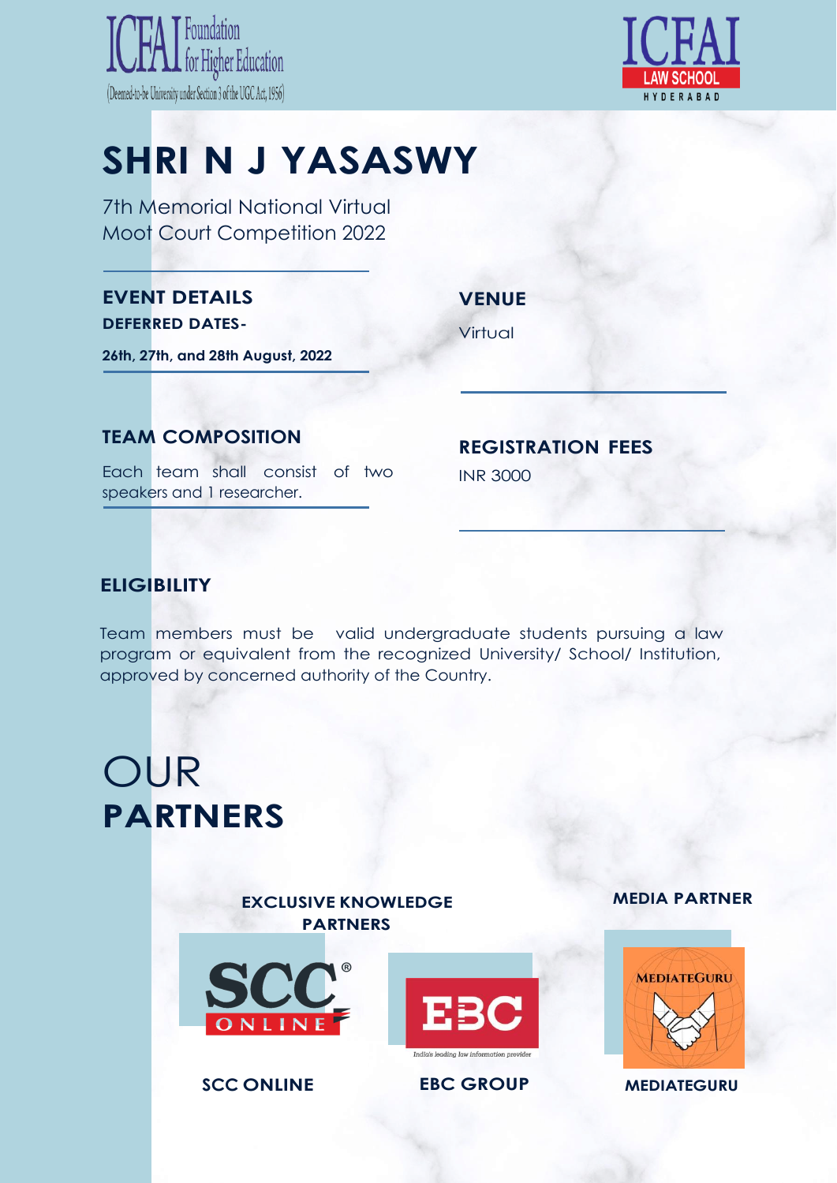ICFAI Foundation for Higher Education

(Deemed-to-be University under Section 3 of the UGC Act, 1956)

ICFAI LAW SCHOOL HYDERABAD

# SHRI N J YASASWY

7th Memorial National Virtual Moot Court Competition 2022

## EVENT DETAILS

**DEFERRED DATES-**

**26th, 27th, and 28th August, 2022**

## VENUE

Virtual

## TEAM COMPOSITION

Each team shall consist of two speakers and 1 researcher.

## REGISTRATION FEES

INR 3000

## ELIGIBILITY

Team members must be valid undergraduate students pursuing a law program or equivalent from the recognized University/ School/ Institution, approved by concerned authority of the Country.

# OUR PARTNERS

### EXCLUSIVE KNOWLEDGE PARTNERS

**SCC ONLINE**

**EBC GROUP**

India's leading law information provider

### MEDIA PARTNER

**MEDIATEGURU**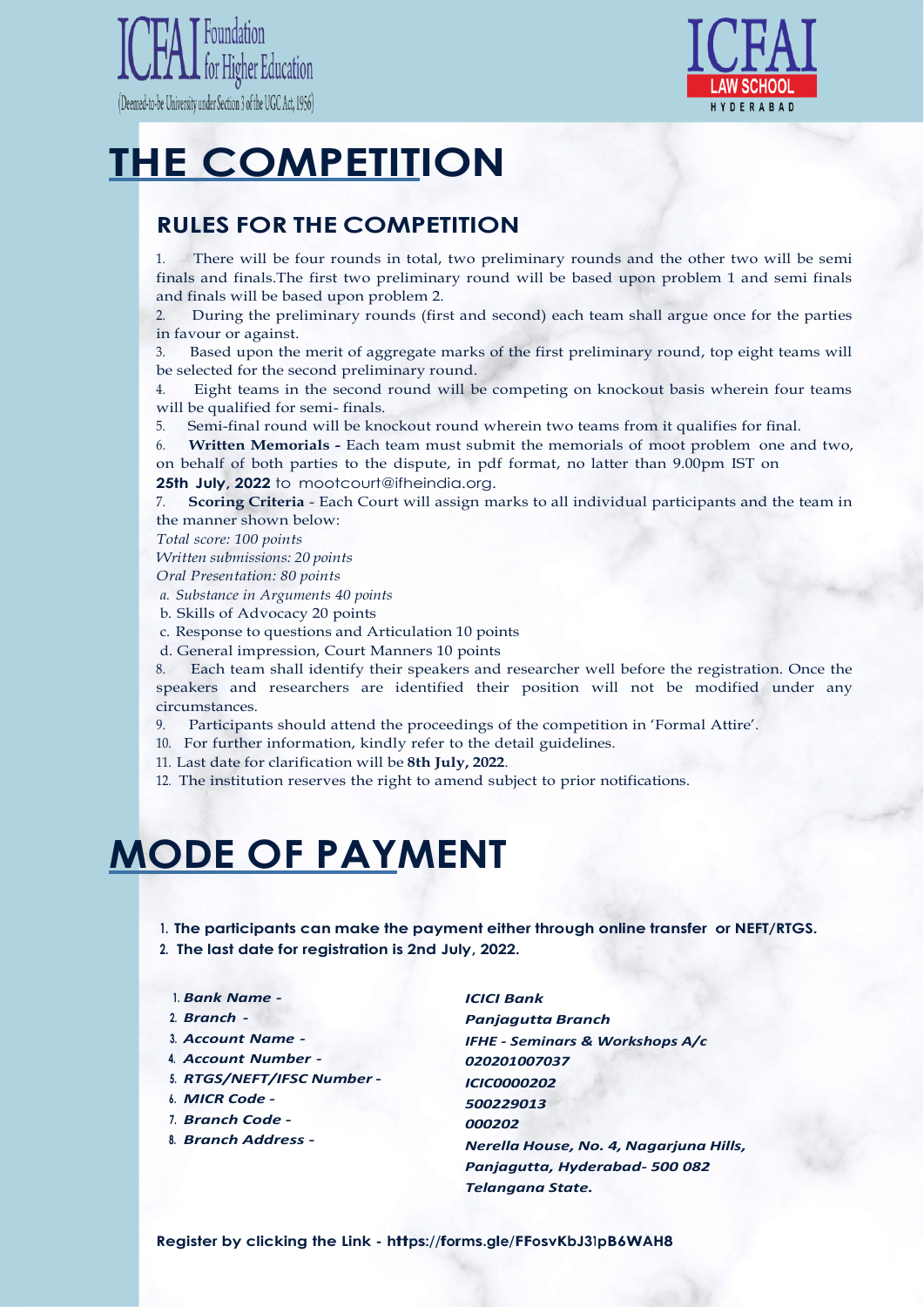ICFAI Foundation for Higher Education
(Deemed-to-be University under Section 3 of the UGC Act, 1956)

ICFAI LAW SCHOOL
HYDERABAD

# THE COMPETITION

## RULES FOR THE COMPETITION

1. There will be four rounds in total, two preliminary rounds and the other two will be semi finals and finals.The first two preliminary round will be based upon problem 1 and semi finals and finals will be based upon problem 2.
2. During the preliminary rounds (first and second) each team shall argue once for the parties in favour or against.
3. Based upon the merit of aggregate marks of the first preliminary round, top eight teams will be selected for the second preliminary round.
4. Eight teams in the second round will be competing on knockout basis wherein four teams will be qualified for semi- finals.
5. Semi-final round will be knockout round wherein two teams from it qualifies for final.
6. **Written Memorials -** Each team must submit the memorials of moot problem one and two, on behalf of both parties to the dispute, in pdf format, no latter than 9.00pm IST on **25th July, 2022** to mootcourt@ifheindia.org.
7. **Scoring Criteria** - Each Court will assign marks to all individual participants and the team in the manner shown below:

*Total score: 100 points*
*Written submissions: 20 points*
*Oral Presentation: 80 points*
*a. Substance in Arguments 40 points*
b. Skills of Advocacy 20 points
c. Response to questions and Articulation 10 points
d. General impression, Court Manners 10 points

8. Each team shall identify their speakers and researcher well before the registration. Once the speakers and researchers are identified their position will not be modified under any circumstances.
9. Participants should attend the proceedings of the competition in 'Formal Attire'.
10. For further information, kindly refer to the detail guidelines.
11. Last date for clarification will be **8th July, 2022**.
12. The institution reserves the right to amend subject to prior notifications.

# MODE OF PAYMENT

1. **The participants can make the payment either through online transfer or NEFT/RTGS.**
2. **The last date for registration is 2nd July, 2022.**

1. ***Bank Name -*** ***ICICI Bank***
2. ***Branch -*** ***Panjagutta Branch***
3. ***Account Name -*** ***IFHE - Seminars & Workshops A/c***
4. ***Account Number -*** ***020201007037***
5. ***RTGS/NEFT/IFSC Number -*** ***ICIC0000202***
6. ***MICR Code -*** ***500229013***
7. ***Branch Code -*** ***000202***
8. ***Branch Address -*** ***Nerella House, No. 4, Nagarjuna Hills, Panjagutta, Hyderabad- 500 082 Telangana State.***

**Register by clicking the Link - https://forms.gle/FFosvKbJ31pB6WAH8**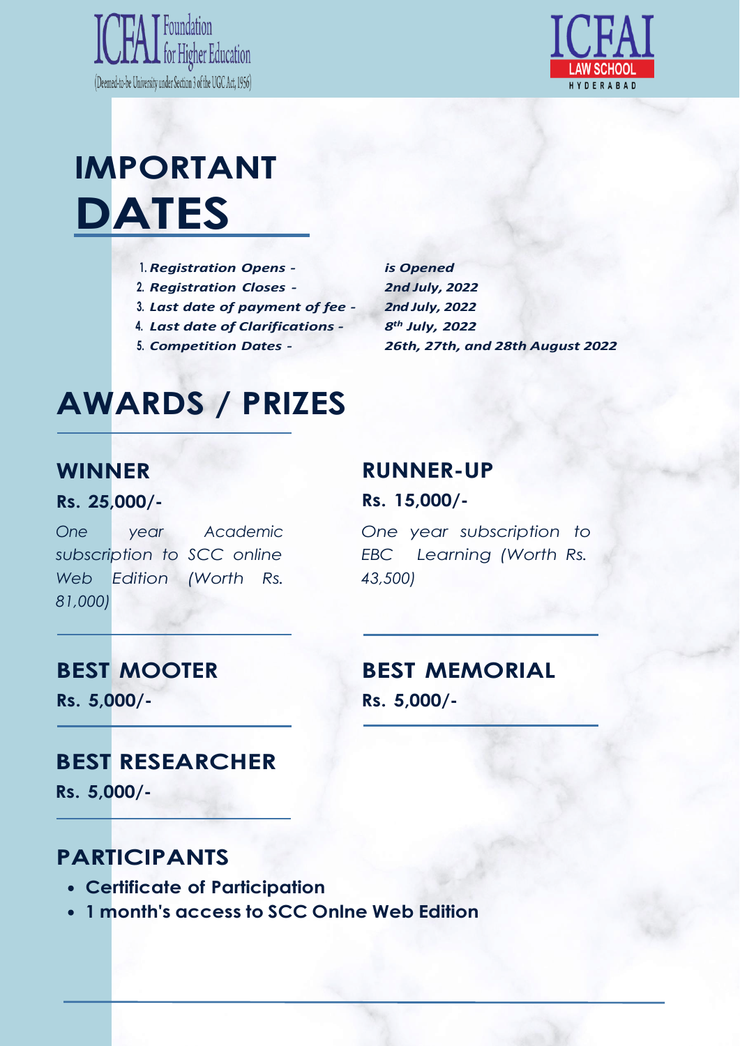# IMPORTANT DATES

1. ***Registration Opens -*** ***is Opened***
2. ***Registration Closes -*** ***2nd July, 2022***
3. ***Last date of payment of fee -*** ***2nd July, 2022***
4. ***Last date of Clarifications -*** ***8th July, 2022***
5. ***Competition Dates -*** ***26th, 27th, and 28th August 2022***

# AWARDS / PRIZES

## WINNER

**Rs. 25,000/-**

*One year Academic subscription to SCC online Web Edition (Worth Rs. 81,000)*

## RUNNER-UP

**Rs. 15,000/-**

*One year subscription to EBC Learning (Worth Rs. 43,500)*

## BEST MOOTER

**Rs. 5,000/-**

## BEST MEMORIAL

**Rs. 5,000/-**

## BEST RESEARCHER

**Rs. 5,000/-**

## PARTICIPANTS

- **Certificate of Participation**
- **1 month's access to SCC Onlne Web Edition**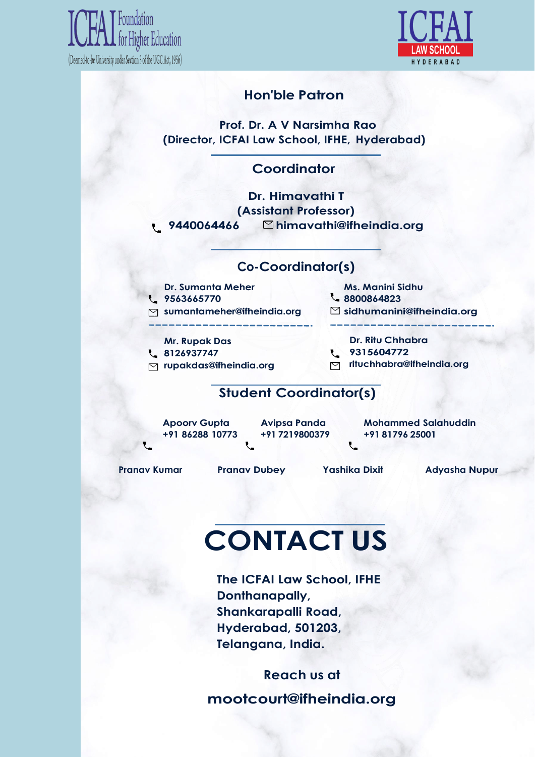ICFAI Foundation for Higher Education
(Deemed-to-be University under Section 3 of the UGC Act, 1956)

ICFAI LAW SCHOOL HYDERABAD

## Hon'ble Patron

**Prof. Dr. A V Narsimha Rao**
**(Director, ICFAI Law School, IFHE, Hyderabad)**

## Coordinator

**Dr. Himavathi T**
**(Assistant Professor)**
9440064466 himavathi@ifheindia.org

## Co-Coordinator(s)

**Dr. Sumanta Meher**
9563665770
sumantameher@ifheindia.org

**Ms. Manini Sidhu**
8800864823
sidhumanini@ifheindia.org

**Mr. Rupak Das**
8126937747
rupakdas@ifheindia.org

**Dr. Ritu Chhabra**
9315604772
rituchhabra@ifheindia.org

## Student Coordinator(s)

**Apoorv Gupta**
+91 86288 10773

**Avipsa Panda**
+91 7219800379

**Mohammed Salahuddin**
+91 81796 25001

**Pranav Kumar**

**Pranav Dubey**

**Yashika Dixit**

**Adyasha Nupur**

# CONTACT US

**The ICFAI Law School, IFHE**
**Donthanapally,**
**Shankarapalli Road,**
**Hyderabad, 501203,**
**Telangana, India.**

**Reach us at**

**mootcourt@ifheindia.org**